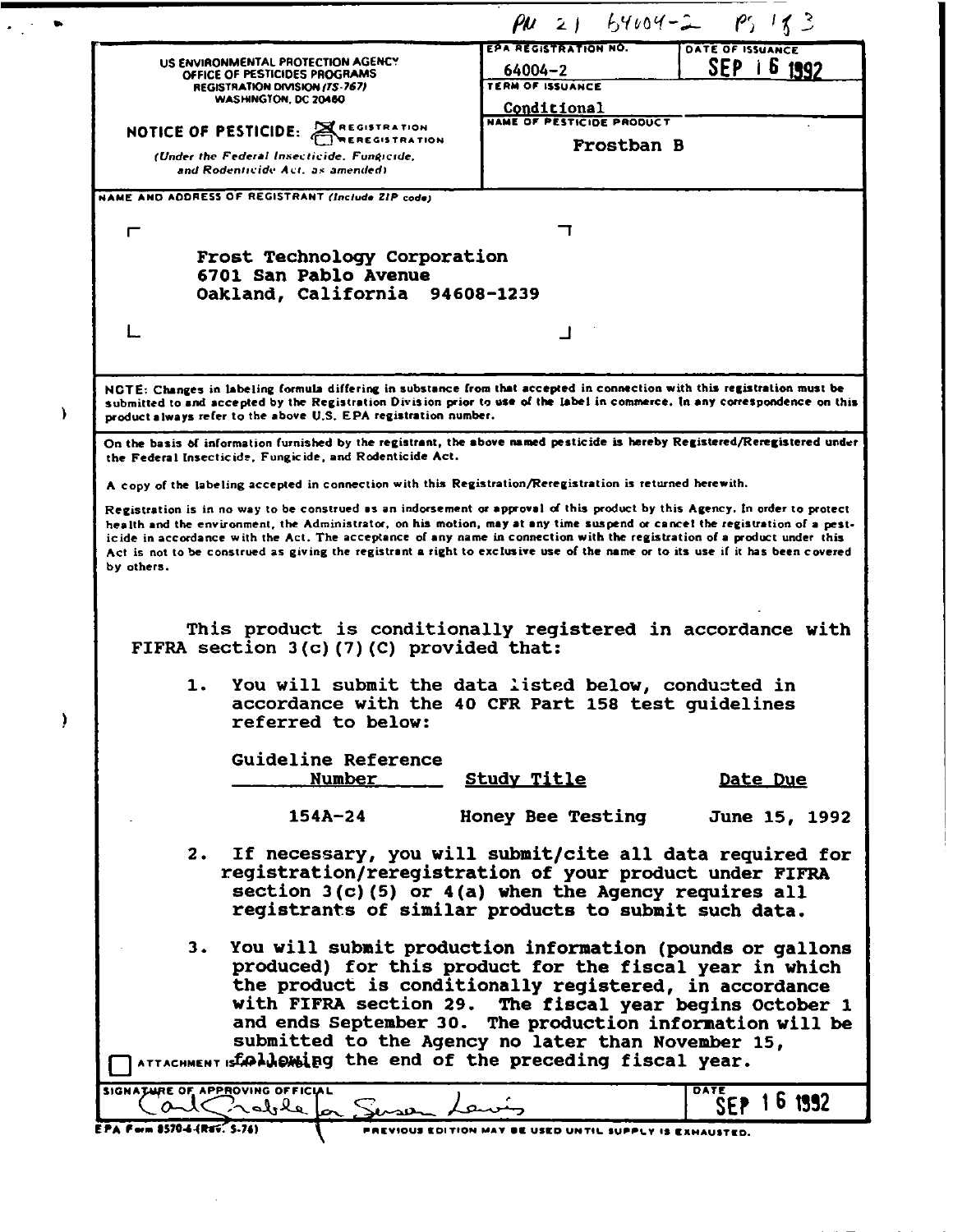PM 21 64004-2 Pg 1 of 3

| US ENVIRONMENTAL PROTECTION AGENCY<br>OFFICE OF PESTICIDES PROGRAMS<br>REGISTRATION DIVISION (TS-767)<br>WASHINGTON, DC 20460 | EPA REGISTRATION NO.<br>64004-2 | DATE OF ISSUANCE<br>SEP 16 1992 |
|---|---|---|
| **NOTICE OF PESTICIDE:** [X] REGISTRATION [ ] REREGISTRATION<br>*(Under the Federal Insecticide, Fungicide, and Rodenticide Act, as amended)* | TERM OF ISSUANCE<br>Conditional<br>NAME OF PESTICIDE PRODUCT<br>Frostban B | |

NAME AND ADDRESS OF REGISTRANT *(Include ZIP code)*

Frost Technology Corporation
6701 San Pablo Avenue
Oakland, California 94608-1239

NOTE: Changes in labeling formula differing in substance from that accepted in connection with this registration must be submitted to and accepted by the Registration Division prior to use of the label in commerce. In any correspondence on this product always refer to the above U.S. EPA registration number.

On the basis of information furnished by the registrant, the above named pesticide is hereby Registered/Reregistered under the Federal Insecticide, Fungicide, and Rodenticide Act.

A copy of the labeling accepted in connection with this Registration/Reregistration is returned herewith.

Registration is in no way to be construed as an indorsement or approval of this product by this Agency. In order to protect health and the environment, the Administrator, on his motion, may at any time suspend or cancel the registration of a pesticide in accordance with the Act. The acceptance of any name in connection with the registration of a product under this Act is not to be construed as giving the registrant a right to exclusive use of the name or to its use if it has been covered by others.

This product is conditionally registered in accordance with FIFRA section 3(c)(7)(C) provided that:

1. You will submit the data listed below, conducted in accordance with the 40 CFR Part 158 test guidelines referred to below:

| Guideline Reference Number | Study Title | Date Due |
|---|---|---|
| 154A-24 | Honey Bee Testing | June 15, 1992 |

2. If necessary, you will submit/cite all data required for registration/reregistration of your product under FIFRA section 3(c)(5) or 4(a) when the Agency requires all registrants of similar products to submit such data.

3. You will submit production information (pounds or gallons produced) for this product for the fiscal year in which the product is conditionally registered, in accordance with FIFRA section 29. The fiscal year begins October 1 and ends September 30. The production information will be submitted to the Agency no later than November 15, following the end of the preceding fiscal year.

[ ] ATTACHMENT IS APPLICABLE

| SIGNATURE OF APPROVING OFFICIAL | DATE |
|---|---|
| Carl Grable for Susan Lewis | SEP 16 1992 |

EPA Form 8570-6 (Rev. 5-76) PREVIOUS EDITION MAY BE USED UNTIL SUPPLY IS EXHAUSTED.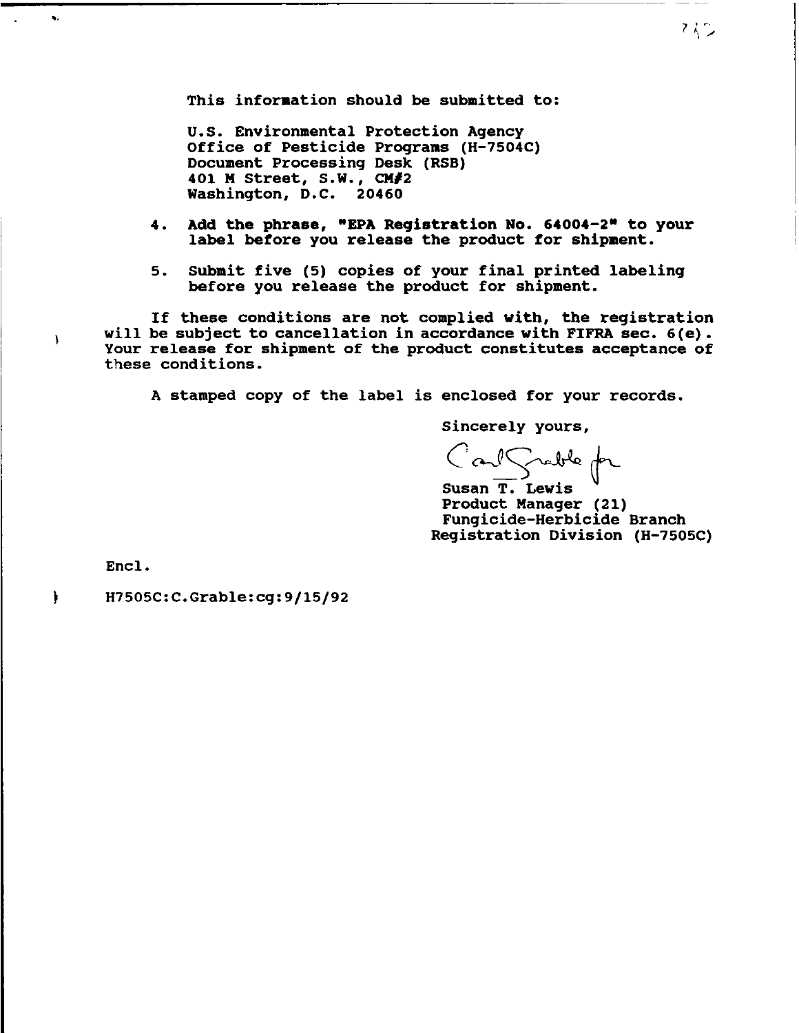This information should be submitted to:

U.S. Environmental Protection Agency
Office of Pesticide Programs (H-7504C)
Document Processing Desk (RSB)
401 M Street, S.W., CM#2
Washington, D.C. 20460

4. Add the phrase, "EPA Registration No. 64004-2" to your label before you release the product for shipment.

5. Submit five (5) copies of your final printed labeling before you release the product for shipment.

If these conditions are not complied with, the registration will be subject to cancellation in accordance with FIFRA sec. 6(e). Your release for shipment of the product constitutes acceptance of these conditions.

A stamped copy of the label is enclosed for your records.

Sincerely yours,

Carl Grable for
Susan T. Lewis
Product Manager (21)
Fungicide-Herbicide Branch
Registration Division (H-7505C)

Encl.

H7505C:C.Grable:cg:9/15/92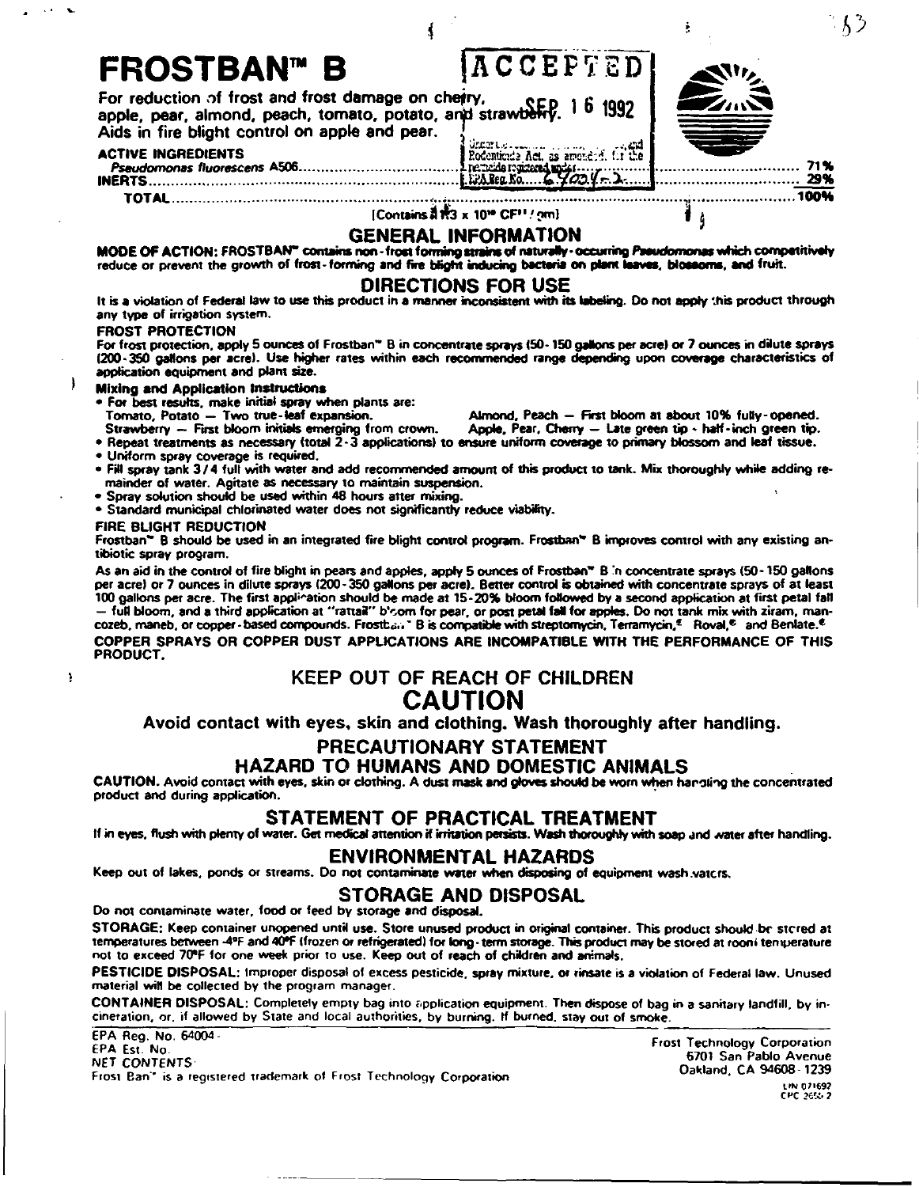# FROSTBAN™ B

ACCEPTED SEP 16 1992

For reduction of frost and frost damage on cherry, apple, pear, almond, peach, tomato, potato, and strawberry. Aids in fire blight control on apple and pear.

Under the ... Rodenticide Act, as amended, for the pesticide registered under EPA Reg. No. 64004-2

| | |
|---|---|
| **ACTIVE INGREDIENTS** | |
| *Pseudomonas fluorescens* A506 | 71% |
| **INERTS** | 29% |
| **TOTAL** | 100% |

(Contains 3 x $10^{10}$ CFU / gm)

## GENERAL INFORMATION

**MODE OF ACTION: FROSTBAN™ contains non-frost forming strains of naturally-occurring *Pseudomonas* which competitively reduce or prevent the growth of frost-forming and fire blight inducing bacteria on plant leaves, blossoms, and fruit.**

## DIRECTIONS FOR USE

It is a violation of Federal law to use this product in a manner inconsistent with its labeling. Do not apply this product through any type of irrigation system.

**FROST PROTECTION**

For frost protection, apply 5 ounces of Frostban™ B in concentrate sprays (50-150 gallons per acre) or 7 ounces in dilute sprays (200-350 gallons per acre). Use higher rates within each recommended range depending upon coverage characteristics of application equipment and plant size.

**Mixing and Application Instructions**

- For best results, make initial spray when plants are:
  - Tomato, Potato — Two true-leaf expansion.
  - Strawberry — First bloom initials emerging from crown.
  - Almond, Peach — First bloom at about 10% fully-opened.
  - Apple, Pear, Cherry — Late green tip - half-inch green tip.
- Repeat treatments as necessary (total 2-3 applications) to ensure uniform coverage to primary blossom and leaf tissue.
- Uniform spray coverage is required.
- Fill spray tank 3/4 full with water and add recommended amount of this product to tank. Mix thoroughly while adding remainder of water. Agitate as necessary to maintain suspension.
- Spray solution should be used within 48 hours after mixing.
- Standard municipal chlorinated water does not significantly reduce viability.

**FIRE BLIGHT REDUCTION**

Frostban™ B should be used in an integrated fire blight control program. Frostban™ B improves control with any existing antibiotic spray program.

As an aid in the control of fire blight in pears and apples, apply 5 ounces of Frostban™ B in concentrate sprays (50-150 gallons per acre) or 7 ounces in dilute sprays (200-350 gallons per acre). Better control is obtained with concentrate sprays of at least 100 gallons per acre. The first application should be made at 15-20% bloom followed by a second application at first petal fall — full bloom, and a third application at "rattail" bloom for pear, or post petal fall for apples. Do not tank mix with ziram, mancozeb, maneb, or copper-based compounds. Frostban™ B is compatible with streptomycin, Terramycin,® Roval,® and Benlate.®

**COPPER SPRAYS OR COPPER DUST APPLICATIONS ARE INCOMPATIBLE WITH THE PERFORMANCE OF THIS PRODUCT.**

## KEEP OUT OF REACH OF CHILDREN

## CAUTION

**Avoid contact with eyes, skin and clothing. Wash thoroughly after handling.**

## PRECAUTIONARY STATEMENT

## HAZARD TO HUMANS AND DOMESTIC ANIMALS

CAUTION. Avoid contact with eyes, skin or clothing. A dust mask and gloves should be worn when handling the concentrated product and during application.

## STATEMENT OF PRACTICAL TREATMENT

If in eyes, flush with plenty of water. Get medical attention if irritation persists. Wash thoroughly with soap and water after handling.

## ENVIRONMENTAL HAZARDS

Keep out of lakes, ponds or streams. Do not contaminate water when disposing of equipment washwaters.

## STORAGE AND DISPOSAL

Do not contaminate water, food or feed by storage and disposal.

**STORAGE:** Keep container unopened until use. Store unused product in original container. This product should be stored at temperatures between -4°F and 40°F (frozen or refrigerated) for long-term storage. This product may be stored at room temperature not to exceed 70°F for one week prior to use. Keep out of reach of children and animals.

**PESTICIDE DISPOSAL:** Improper disposal of excess pesticide, spray mixture, or rinsate is a violation of Federal law. Unused material will be collected by the program manager.

**CONTAINER DISPOSAL:** Completely empty bag into application equipment. Then dispose of bag in a sanitary landfill, by incineration, or, if allowed by State and local authorities, by burning. If burned, stay out of smoke.

EPA Reg. No. 64004-
EPA Est. No.
NET CONTENTS
Frost Ban™ is a registered trademark of Frost Technology Corporation

Frost Technology Corporation
6701 San Pablo Avenue
Oakland, CA 94608-1239

LIN 071697
CPC 2650-2